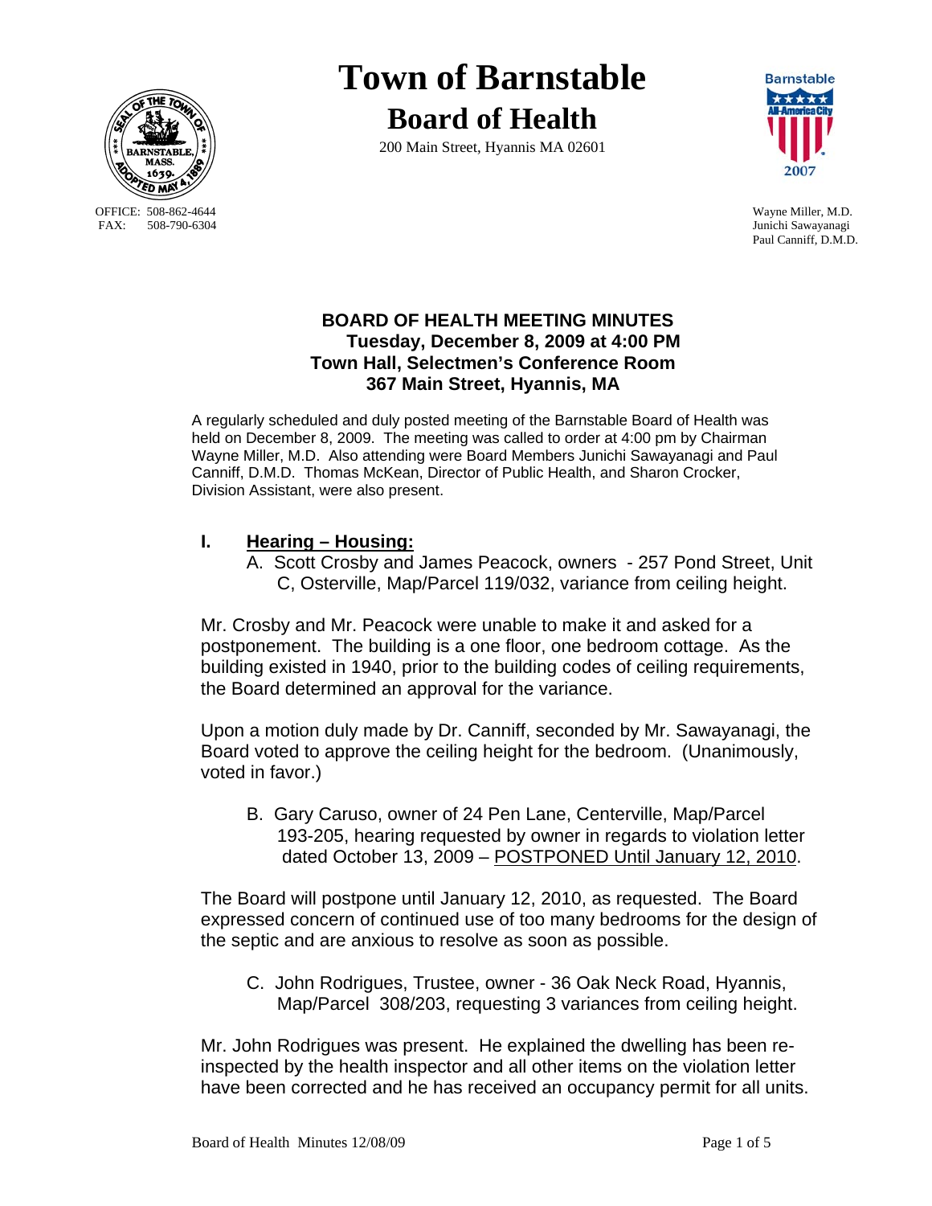# Town of Barnstable

## Board of Health

200 Main Street, Hyannis MA 02601

OFFICE: 508-862-4644
FAX: 508-790-6304

Wayne Miller, M.D.
Junichi Sawayanagi
Paul Canniff, D.M.D.

**BOARD OF HEALTH MEETING MINUTES**
**Tuesday, December 8, 2009 at 4:00 PM**
**Town Hall, Selectmen's Conference Room**
**367 Main Street, Hyannis, MA**

A regularly scheduled and duly posted meeting of the Barnstable Board of Health was held on December 8, 2009. The meeting was called to order at 4:00 pm by Chairman Wayne Miller, M.D. Also attending were Board Members Junichi Sawayanagi and Paul Canniff, D.M.D. Thomas McKean, Director of Public Health, and Sharon Crocker, Division Assistant, were also present.

## I. Hearing – Housing:

A. Scott Crosby and James Peacock, owners - 257 Pond Street, Unit C, Osterville, Map/Parcel 119/032, variance from ceiling height.

Mr. Crosby and Mr. Peacock were unable to make it and asked for a postponement. The building is a one floor, one bedroom cottage. As the building existed in 1940, prior to the building codes of ceiling requirements, the Board determined an approval for the variance.

Upon a motion duly made by Dr. Canniff, seconded by Mr. Sawayanagi, the Board voted to approve the ceiling height for the bedroom. (Unanimously, voted in favor.)

B. Gary Caruso, owner of 24 Pen Lane, Centerville, Map/Parcel 193-205, hearing requested by owner in regards to violation letter dated October 13, 2009 – POSTPONED Until January 12, 2010.

The Board will postpone until January 12, 2010, as requested. The Board expressed concern of continued use of too many bedrooms for the design of the septic and are anxious to resolve as soon as possible.

C. John Rodrigues, Trustee, owner - 36 Oak Neck Road, Hyannis, Map/Parcel 308/203, requesting 3 variances from ceiling height.

Mr. John Rodrigues was present. He explained the dwelling has been re-inspected by the health inspector and all other items on the violation letter have been corrected and he has received an occupancy permit for all units.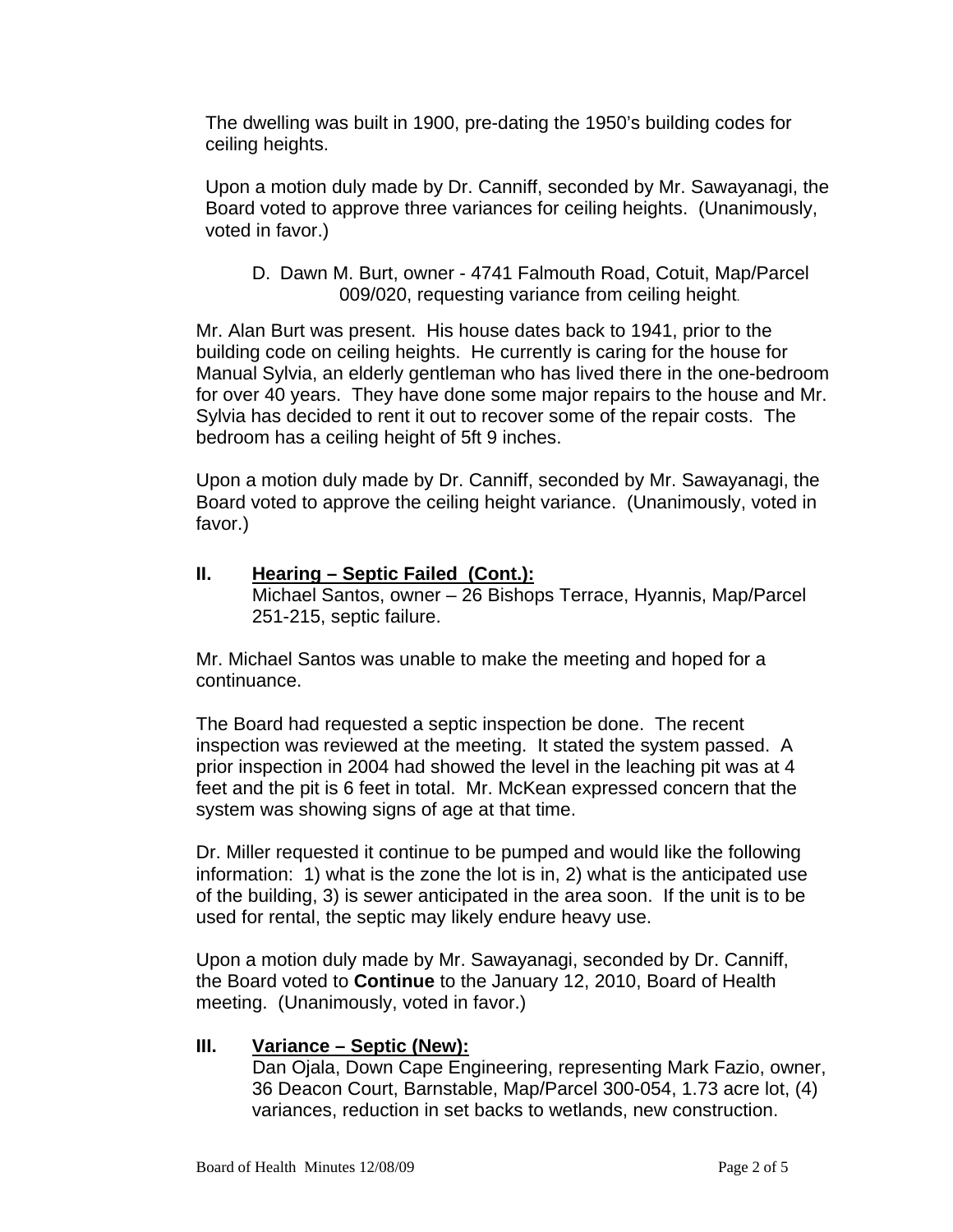The dwelling was built in 1900, pre-dating the 1950's building codes for ceiling heights.

Upon a motion duly made by Dr. Canniff, seconded by Mr. Sawayanagi, the Board voted to approve three variances for ceiling heights. (Unanimously, voted in favor.)

D. Dawn M. Burt, owner - 4741 Falmouth Road, Cotuit, Map/Parcel 009/020, requesting variance from ceiling height.

Mr. Alan Burt was present. His house dates back to 1941, prior to the building code on ceiling heights. He currently is caring for the house for Manual Sylvia, an elderly gentleman who has lived there in the one-bedroom for over 40 years. They have done some major repairs to the house and Mr. Sylvia has decided to rent it out to recover some of the repair costs. The bedroom has a ceiling height of 5ft 9 inches.

Upon a motion duly made by Dr. Canniff, seconded by Mr. Sawayanagi, the Board voted to approve the ceiling height variance. (Unanimously, voted in favor.)

## II. Hearing – Septic Failed (Cont.):

Michael Santos, owner – 26 Bishops Terrace, Hyannis, Map/Parcel 251-215, septic failure.

Mr. Michael Santos was unable to make the meeting and hoped for a continuance.

The Board had requested a septic inspection be done. The recent inspection was reviewed at the meeting. It stated the system passed. A prior inspection in 2004 had showed the level in the leaching pit was at 4 feet and the pit is 6 feet in total. Mr. McKean expressed concern that the system was showing signs of age at that time.

Dr. Miller requested it continue to be pumped and would like the following information: 1) what is the zone the lot is in, 2) what is the anticipated use of the building, 3) is sewer anticipated in the area soon. If the unit is to be used for rental, the septic may likely endure heavy use.

Upon a motion duly made by Mr. Sawayanagi, seconded by Dr. Canniff, the Board voted to **Continue** to the January 12, 2010, Board of Health meeting. (Unanimously, voted in favor.)

## III. Variance – Septic (New):

Dan Ojala, Down Cape Engineering, representing Mark Fazio, owner, 36 Deacon Court, Barnstable, Map/Parcel 300-054, 1.73 acre lot, (4) variances, reduction in set backs to wetlands, new construction.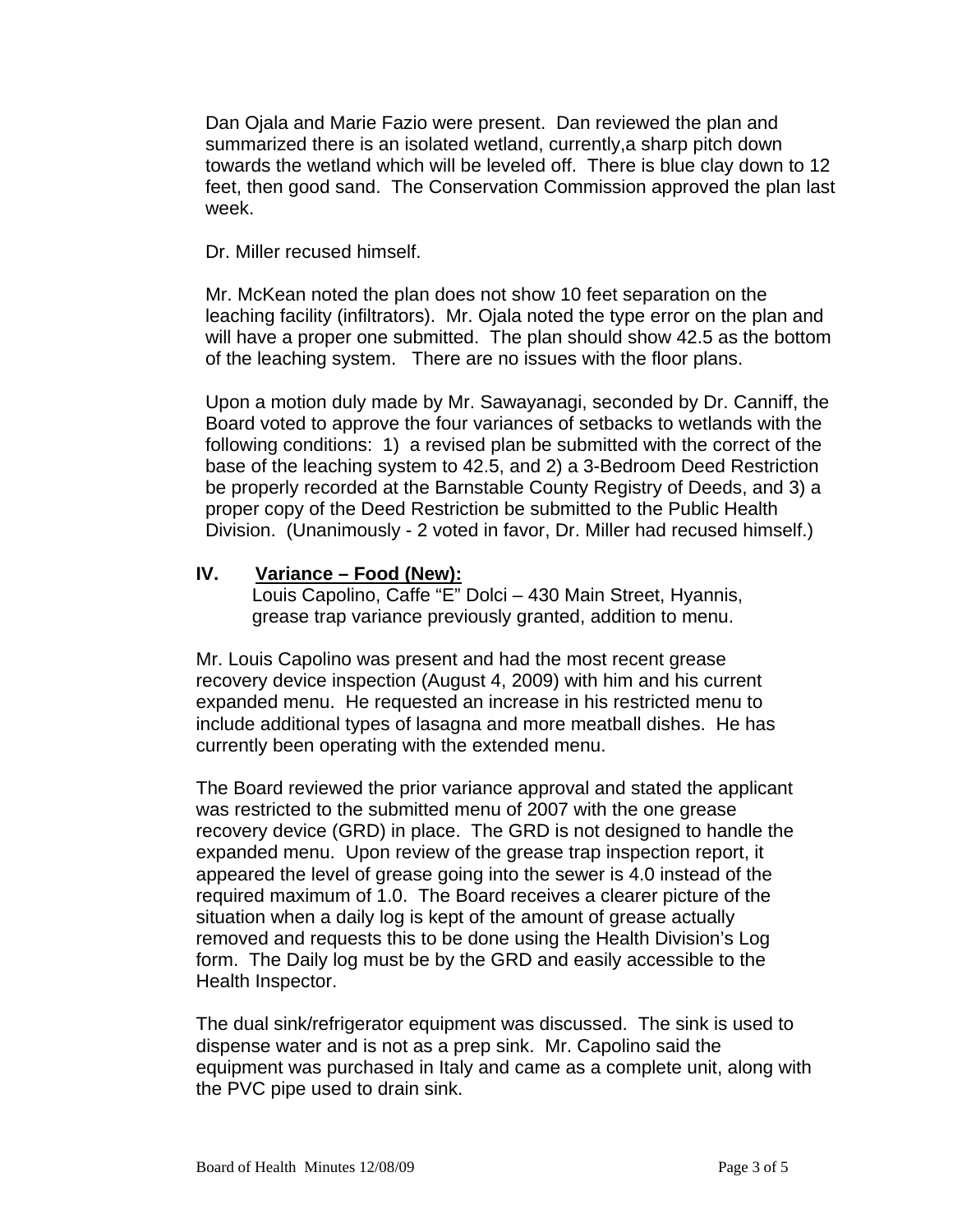Dan Ojala and Marie Fazio were present. Dan reviewed the plan and summarized there is an isolated wetland, currently,a sharp pitch down towards the wetland which will be leveled off. There is blue clay down to 12 feet, then good sand. The Conservation Commission approved the plan last week.

Dr. Miller recused himself.

Mr. McKean noted the plan does not show 10 feet separation on the leaching facility (infiltrators). Mr. Ojala noted the type error on the plan and will have a proper one submitted. The plan should show 42.5 as the bottom of the leaching system. There are no issues with the floor plans.

Upon a motion duly made by Mr. Sawayanagi, seconded by Dr. Canniff, the Board voted to approve the four variances of setbacks to wetlands with the following conditions: 1) a revised plan be submitted with the correct of the base of the leaching system to 42.5, and 2) a 3-Bedroom Deed Restriction be properly recorded at the Barnstable County Registry of Deeds, and 3) a proper copy of the Deed Restriction be submitted to the Public Health Division. (Unanimously - 2 voted in favor, Dr. Miller had recused himself.)

## IV. Variance – Food (New):

Louis Capolino, Caffe "E" Dolci – 430 Main Street, Hyannis, grease trap variance previously granted, addition to menu.

Mr. Louis Capolino was present and had the most recent grease recovery device inspection (August 4, 2009) with him and his current expanded menu. He requested an increase in his restricted menu to include additional types of lasagna and more meatball dishes. He has currently been operating with the extended menu.

The Board reviewed the prior variance approval and stated the applicant was restricted to the submitted menu of 2007 with the one grease recovery device (GRD) in place. The GRD is not designed to handle the expanded menu. Upon review of the grease trap inspection report, it appeared the level of grease going into the sewer is 4.0 instead of the required maximum of 1.0. The Board receives a clearer picture of the situation when a daily log is kept of the amount of grease actually removed and requests this to be done using the Health Division's Log form. The Daily log must be by the GRD and easily accessible to the Health Inspector.

The dual sink/refrigerator equipment was discussed. The sink is used to dispense water and is not as a prep sink. Mr. Capolino said the equipment was purchased in Italy and came as a complete unit, along with the PVC pipe used to drain sink.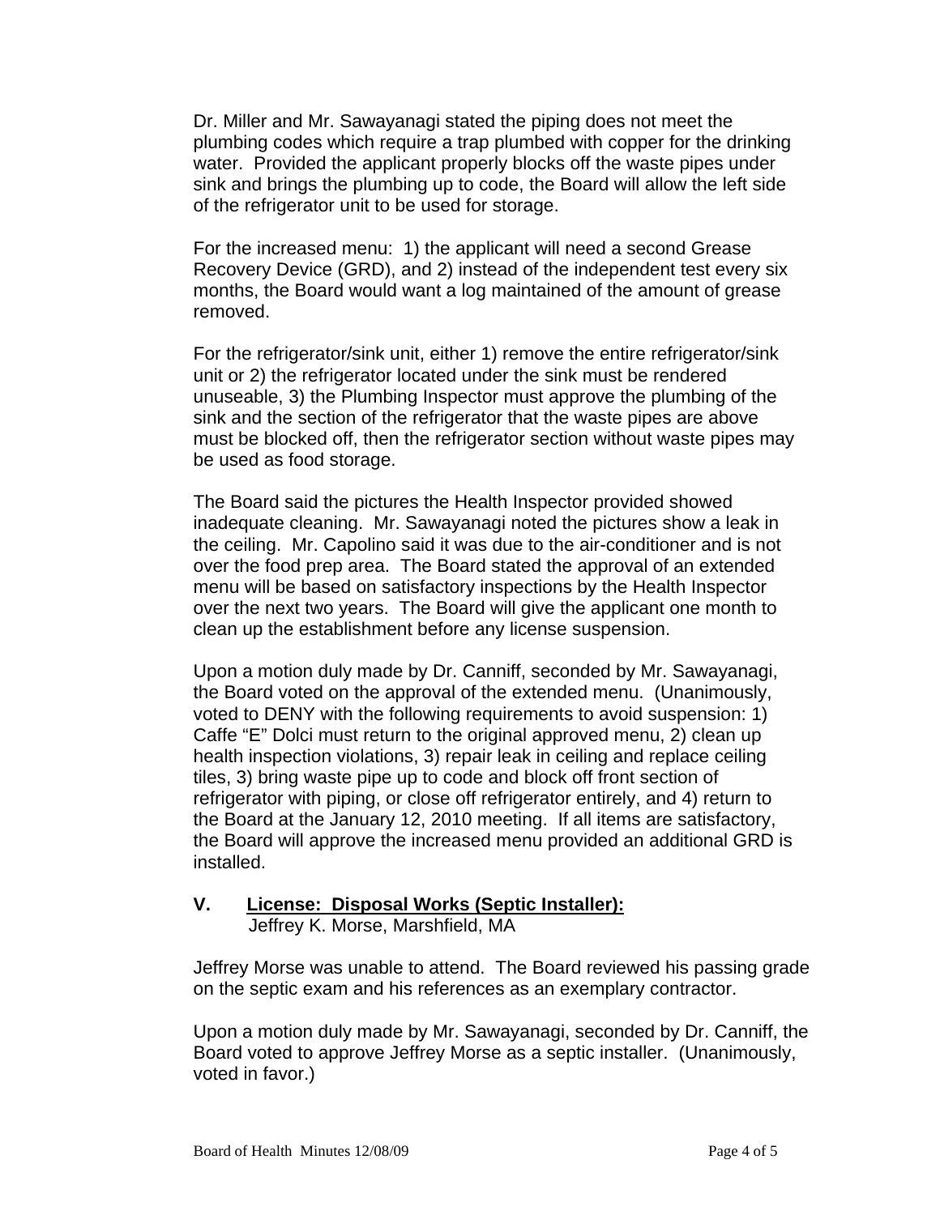Dr. Miller and Mr. Sawayanagi stated the piping does not meet the plumbing codes which require a trap plumbed with copper for the drinking water. Provided the applicant properly blocks off the waste pipes under sink and brings the plumbing up to code, the Board will allow the left side of the refrigerator unit to be used for storage.

For the increased menu: 1) the applicant will need a second Grease Recovery Device (GRD), and 2) instead of the independent test every six months, the Board would want a log maintained of the amount of grease removed.

For the refrigerator/sink unit, either 1) remove the entire refrigerator/sink unit or 2) the refrigerator located under the sink must be rendered unuseable, 3) the Plumbing Inspector must approve the plumbing of the sink and the section of the refrigerator that the waste pipes are above must be blocked off, then the refrigerator section without waste pipes may be used as food storage.

The Board said the pictures the Health Inspector provided showed inadequate cleaning. Mr. Sawayanagi noted the pictures show a leak in the ceiling. Mr. Capolino said it was due to the air-conditioner and is not over the food prep area. The Board stated the approval of an extended menu will be based on satisfactory inspections by the Health Inspector over the next two years. The Board will give the applicant one month to clean up the establishment before any license suspension.

Upon a motion duly made by Dr. Canniff, seconded by Mr. Sawayanagi, the Board voted on the approval of the extended menu. (Unanimously, voted to DENY with the following requirements to avoid suspension: 1) Caffe "E" Dolci must return to the original approved menu, 2) clean up health inspection violations, 3) repair leak in ceiling and replace ceiling tiles, 3) bring waste pipe up to code and block off front section of refrigerator with piping, or close off refrigerator entirely, and 4) return to the Board at the January 12, 2010 meeting. If all items are satisfactory, the Board will approve the increased menu provided an additional GRD is installed.

## V. <u>License: Disposal Works (Septic Installer):</u>

Jeffrey K. Morse, Marshfield, MA

Jeffrey Morse was unable to attend. The Board reviewed his passing grade on the septic exam and his references as an exemplary contractor.

Upon a motion duly made by Mr. Sawayanagi, seconded by Dr. Canniff, the Board voted to approve Jeffrey Morse as a septic installer. (Unanimously, voted in favor.)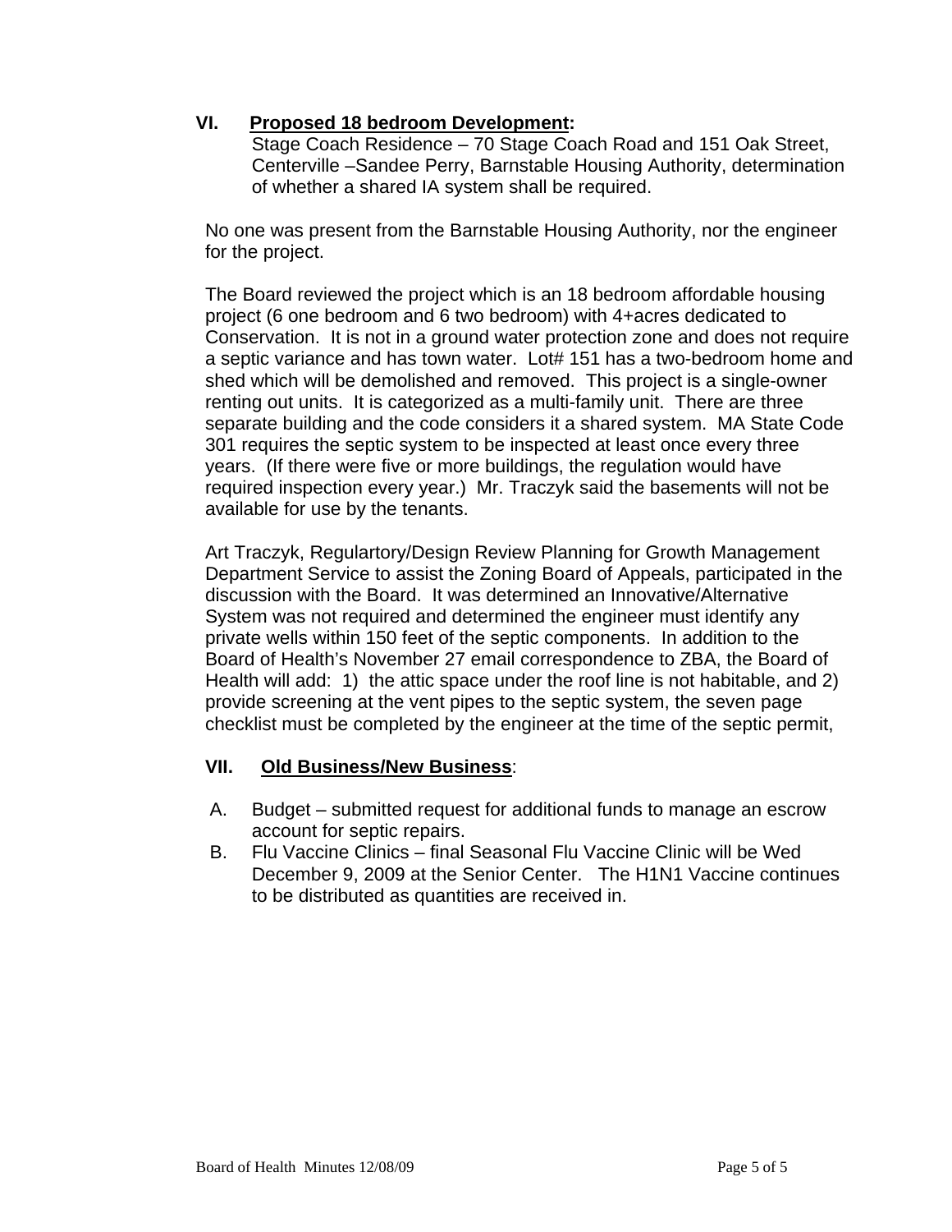## VI. **Proposed 18 bedroom Development:**

Stage Coach Residence – 70 Stage Coach Road and 151 Oak Street, Centerville –Sandee Perry, Barnstable Housing Authority, determination of whether a shared IA system shall be required.

No one was present from the Barnstable Housing Authority, nor the engineer for the project.

The Board reviewed the project which is an 18 bedroom affordable housing project (6 one bedroom and 6 two bedroom) with 4+acres dedicated to Conservation. It is not in a ground water protection zone and does not require a septic variance and has town water. Lot# 151 has a two-bedroom home and shed which will be demolished and removed. This project is a single-owner renting out units. It is categorized as a multi-family unit. There are three separate building and the code considers it a shared system. MA State Code 301 requires the septic system to be inspected at least once every three years. (If there were five or more buildings, the regulation would have required inspection every year.) Mr. Traczyk said the basements will not be available for use by the tenants.

Art Traczyk, Regulartory/Design Review Planning for Growth Management Department Service to assist the Zoning Board of Appeals, participated in the discussion with the Board. It was determined an Innovative/Alternative System was not required and determined the engineer must identify any private wells within 150 feet of the septic components. In addition to the Board of Health's November 27 email correspondence to ZBA, the Board of Health will add: 1) the attic space under the roof line is not habitable, and 2) provide screening at the vent pipes to the septic system, the seven page checklist must be completed by the engineer at the time of the septic permit,

## VII. **Old Business/New Business**:

A. Budget – submitted request for additional funds to manage an escrow account for septic repairs.

B. Flu Vaccine Clinics – final Seasonal Flu Vaccine Clinic will be Wed December 9, 2009 at the Senior Center. The H1N1 Vaccine continues to be distributed as quantities are received in.